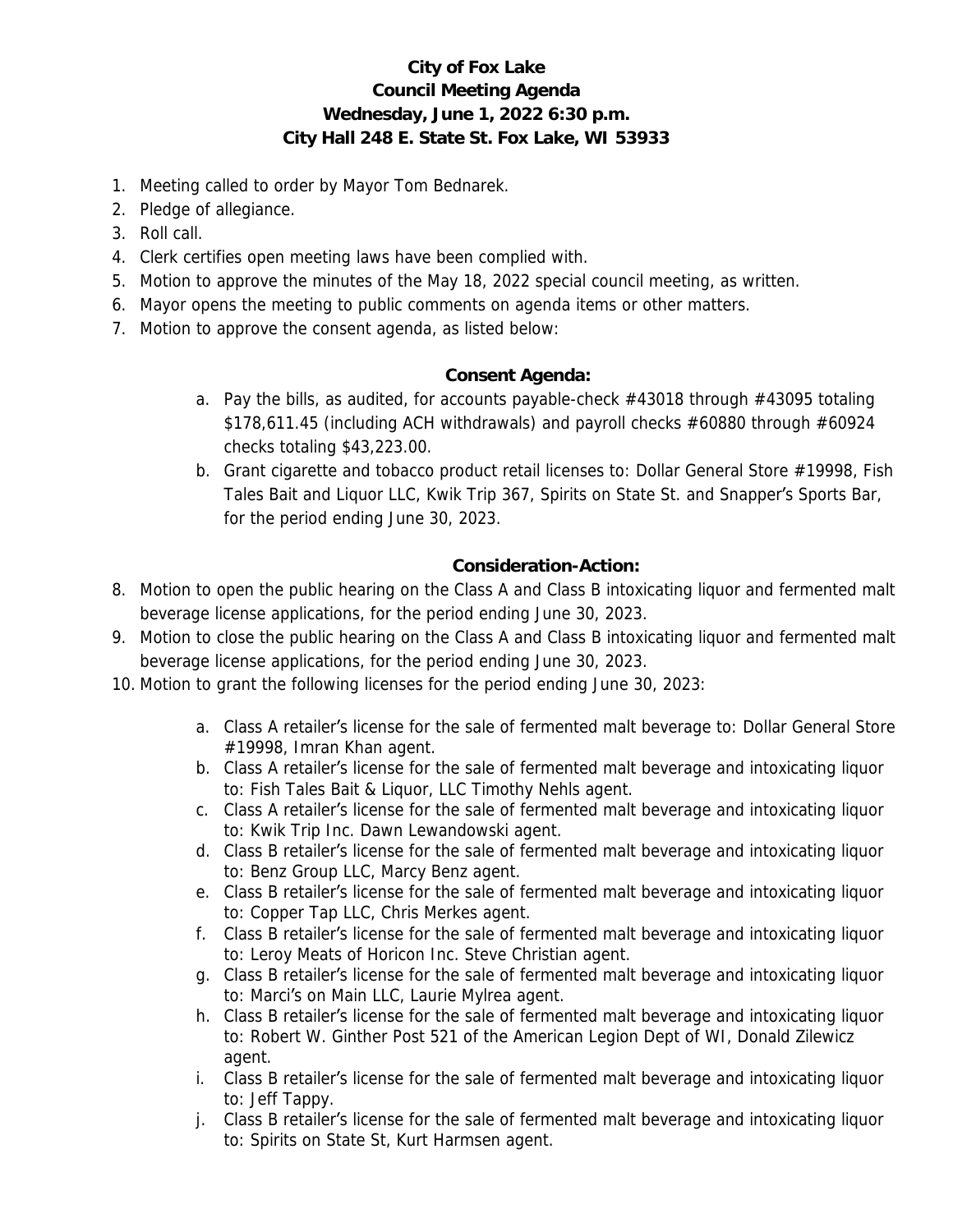# City of Fox Lake
## Council Meeting Agenda
### Wednesday, June 1, 2022 6:30 p.m.
### City Hall 248 E. State St. Fox Lake, WI 53933

1. Meeting called to order by Mayor Tom Bednarek.
2. Pledge of allegiance.
3. Roll call.
4. Clerk certifies open meeting laws have been complied with.
5. Motion to approve the minutes of the May 18, 2022 special council meeting, as written.
6. Mayor opens the meeting to public comments on agenda items or other matters.
7. Motion to approve the consent agenda, as listed below:

**Consent Agenda:**

   a. Pay the bills, as audited, for accounts payable-check #43018 through #43095 totaling $178,611.45 (including ACH withdrawals) and payroll checks #60880 through #60924 checks totaling $43,223.00.
   b. Grant cigarette and tobacco product retail licenses to: Dollar General Store #19998, Fish Tales Bait and Liquor LLC, Kwik Trip 367, Spirits on State St. and Snapper's Sports Bar, for the period ending June 30, 2023.

**Consideration-Action:**

8. Motion to open the public hearing on the Class A and Class B intoxicating liquor and fermented malt beverage license applications, for the period ending June 30, 2023.
9. Motion to close the public hearing on the Class A and Class B intoxicating liquor and fermented malt beverage license applications, for the period ending June 30, 2023.
10. Motion to grant the following licenses for the period ending June 30, 2023:

   a. Class A retailer's license for the sale of fermented malt beverage to: Dollar General Store #19998, Imran Khan agent.
   b. Class A retailer's license for the sale of fermented malt beverage and intoxicating liquor to: Fish Tales Bait & Liquor, LLC Timothy Nehls agent.
   c. Class A retailer's license for the sale of fermented malt beverage and intoxicating liquor to: Kwik Trip Inc. Dawn Lewandowski agent.
   d. Class B retailer's license for the sale of fermented malt beverage and intoxicating liquor to: Benz Group LLC, Marcy Benz agent.
   e. Class B retailer's license for the sale of fermented malt beverage and intoxicating liquor to: Copper Tap LLC, Chris Merkes agent.
   f. Class B retailer's license for the sale of fermented malt beverage and intoxicating liquor to: Leroy Meats of Horicon Inc. Steve Christian agent.
   g. Class B retailer's license for the sale of fermented malt beverage and intoxicating liquor to: Marci's on Main LLC, Laurie Mylrea agent.
   h. Class B retailer's license for the sale of fermented malt beverage and intoxicating liquor to: Robert W. Ginther Post 521 of the American Legion Dept of WI, Donald Zilewicz agent.
   i. Class B retailer's license for the sale of fermented malt beverage and intoxicating liquor to: Jeff Tappy.
   j. Class B retailer's license for the sale of fermented malt beverage and intoxicating liquor to: Spirits on State St, Kurt Harmsen agent.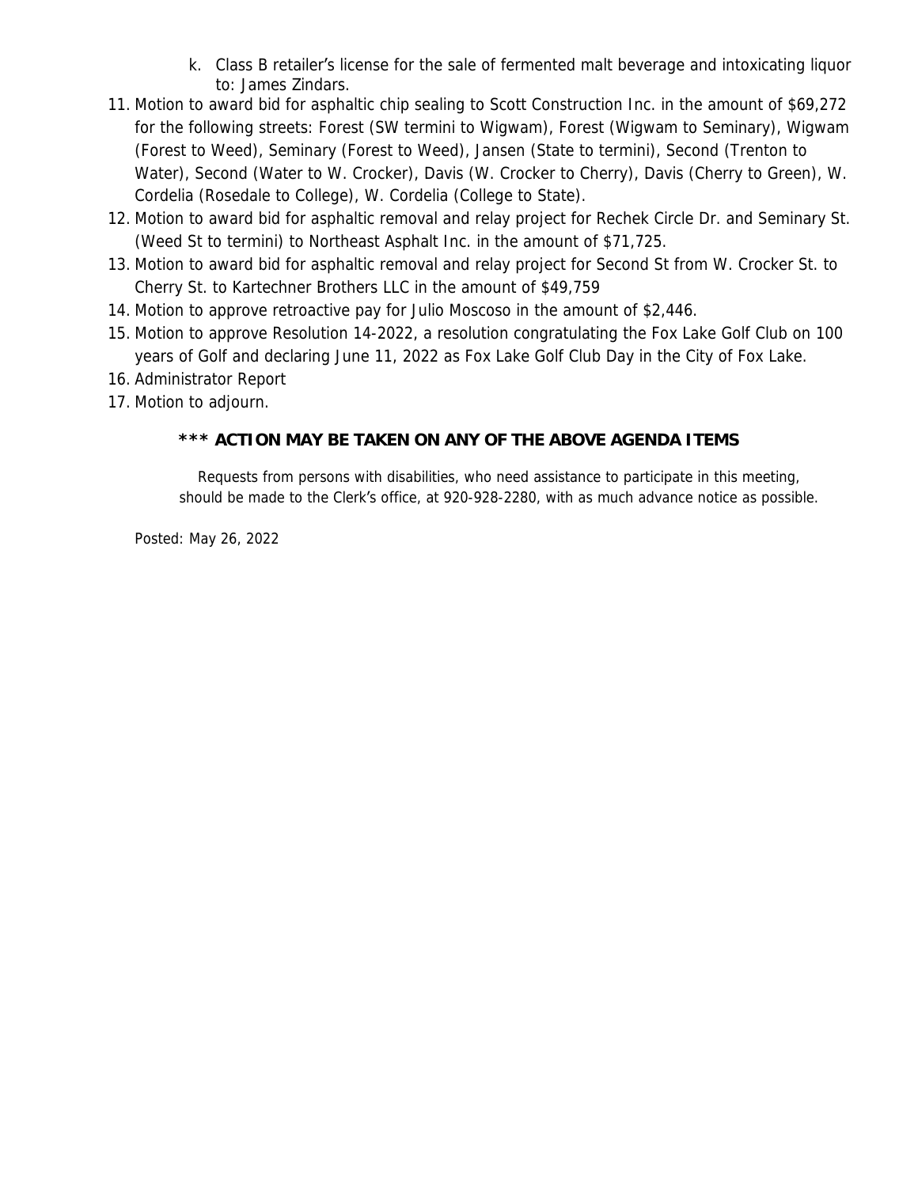k. Class B retailer's license for the sale of fermented malt beverage and intoxicating liquor to: James Zindars.

11. Motion to award bid for asphaltic chip sealing to Scott Construction Inc. in the amount of $69,272 for the following streets: Forest (SW termini to Wigwam), Forest (Wigwam to Seminary), Wigwam (Forest to Weed), Seminary (Forest to Weed), Jansen (State to termini), Second (Trenton to Water), Second (Water to W. Crocker), Davis (W. Crocker to Cherry), Davis (Cherry to Green), W. Cordelia (Rosedale to College), W. Cordelia (College to State).
12. Motion to award bid for asphaltic removal and relay project for Rechek Circle Dr. and Seminary St. (Weed St to termini) to Northeast Asphalt Inc. in the amount of $71,725.
13. Motion to award bid for asphaltic removal and relay project for Second St from W. Crocker St. to Cherry St. to Kartechner Brothers LLC in the amount of $49,759
14. Motion to approve retroactive pay for Julio Moscoso in the amount of $2,446.
15. Motion to approve Resolution 14-2022, a resolution congratulating the Fox Lake Golf Club on 100 years of Golf and declaring June 11, 2022 as Fox Lake Golf Club Day in the City of Fox Lake.
16. Administrator Report
17. Motion to adjourn.

**\*\*\* ACTION MAY BE TAKEN ON ANY OF THE ABOVE AGENDA ITEMS**

Requests from persons with disabilities, who need assistance to participate in this meeting, should be made to the Clerk's office, at 920-928-2280, with as much advance notice as possible.

Posted: May 26, 2022